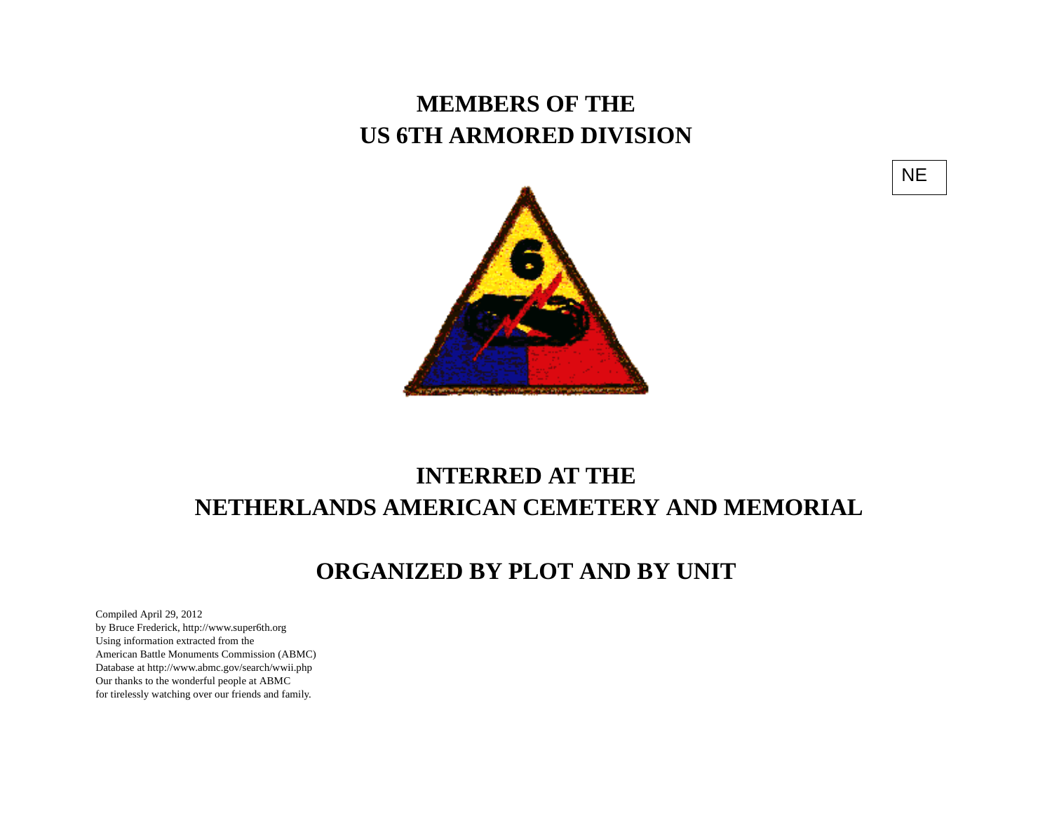# MEMBERS OF THE
# US 6TH ARMORED DIVISION

NE

# INTERRED AT THE
# NETHERLANDS AMERICAN CEMETERY AND MEMORIAL

## ORGANIZED BY PLOT AND BY UNIT

Compiled April 29, 2012
by Bruce Frederick, http://www.super6th.org
Using information extracted from the
American Battle Monuments Commission (ABMC)
Database at http://www.abmc.gov/search/wwii.php
Our thanks to the wonderful people at ABMC
for tirelessly watching over our friends and family.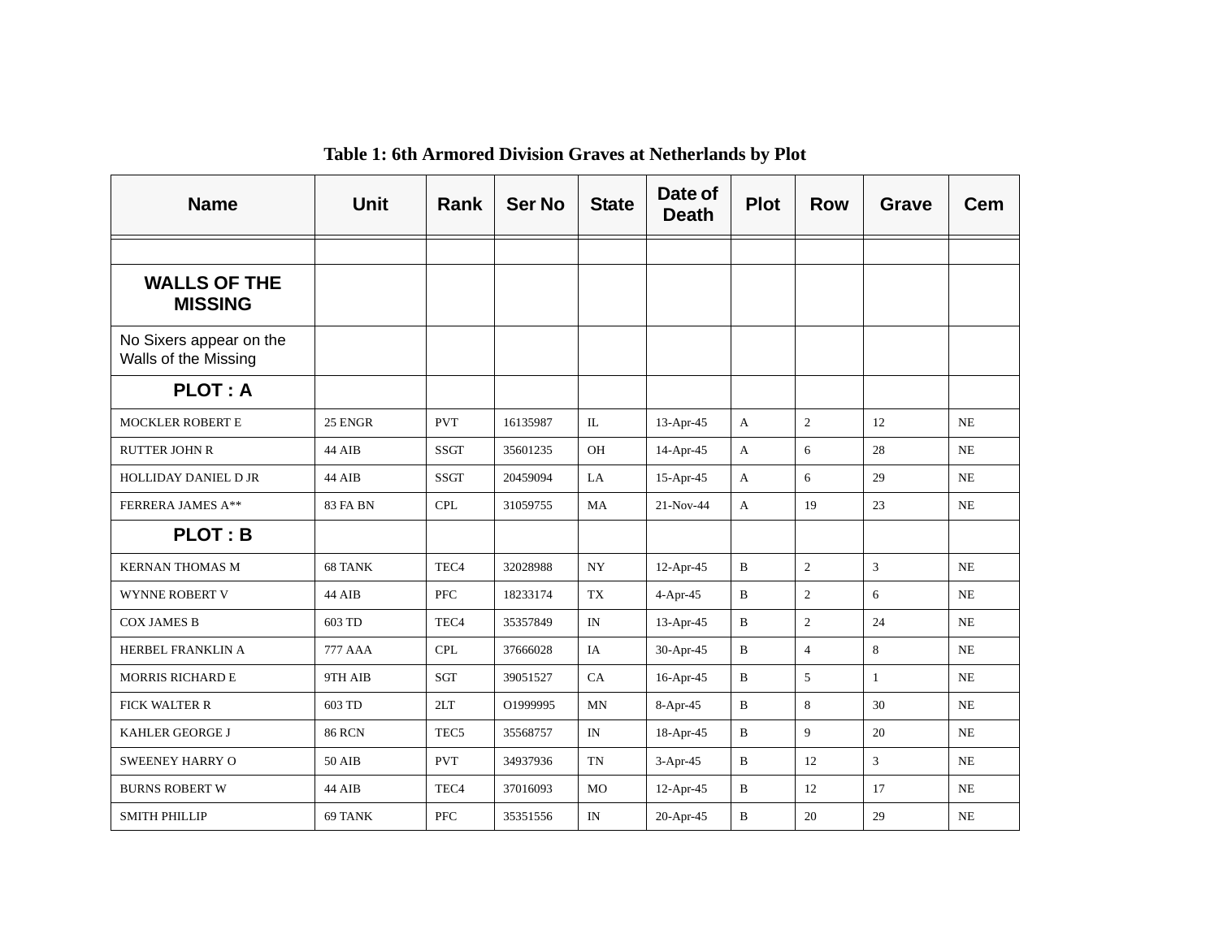**Table 1: 6th Armored Division Graves at Netherlands by Plot**

| Name | Unit | Rank | Ser No | State | Date of Death | Plot | Row | Grave | Cem |
|---|---|---|---|---|---|---|---|---|---|
| | | | | | | | | | |
| **WALLS OF THE MISSING** | | | | | | | | | |
| No Sixers appear on the Walls of the Missing | | | | | | | | | |
| **PLOT : A** | | | | | | | | | |
| MOCKLER ROBERT E | 25 ENGR | PVT | 16135987 | IL | 13-Apr-45 | A | 2 | 12 | NE |
| RUTTER JOHN R | 44 AIB | SSGT | 35601235 | OH | 14-Apr-45 | A | 6 | 28 | NE |
| HOLLIDAY DANIEL D JR | 44 AIB | SSGT | 20459094 | LA | 15-Apr-45 | A | 6 | 29 | NE |
| FERRERA JAMES A** | 83 FA BN | CPL | 31059755 | MA | 21-Nov-44 | A | 19 | 23 | NE |
| **PLOT : B** | | | | | | | | | |
| KERNAN THOMAS M | 68 TANK | TEC4 | 32028988 | NY | 12-Apr-45 | B | 2 | 3 | NE |
| WYNNE ROBERT V | 44 AIB | PFC | 18233174 | TX | 4-Apr-45 | B | 2 | 6 | NE |
| COX JAMES B | 603 TD | TEC4 | 35357849 | IN | 13-Apr-45 | B | 2 | 24 | NE |
| HERBEL FRANKLIN A | 777 AAA | CPL | 37666028 | IA | 30-Apr-45 | B | 4 | 8 | NE |
| MORRIS RICHARD E | 9TH AIB | SGT | 39051527 | CA | 16-Apr-45 | B | 5 | 1 | NE |
| FICK WALTER R | 603 TD | 2LT | O1999995 | MN | 8-Apr-45 | B | 8 | 30 | NE |
| KAHLER GEORGE J | 86 RCN | TEC5 | 35568757 | IN | 18-Apr-45 | B | 9 | 20 | NE |
| SWEENEY HARRY O | 50 AIB | PVT | 34937936 | TN | 3-Apr-45 | B | 12 | 3 | NE |
| BURNS ROBERT W | 44 AIB | TEC4 | 37016093 | MO | 12-Apr-45 | B | 12 | 17 | NE |
| SMITH PHILLIP | 69 TANK | PFC | 35351556 | IN | 20-Apr-45 | B | 20 | 29 | NE |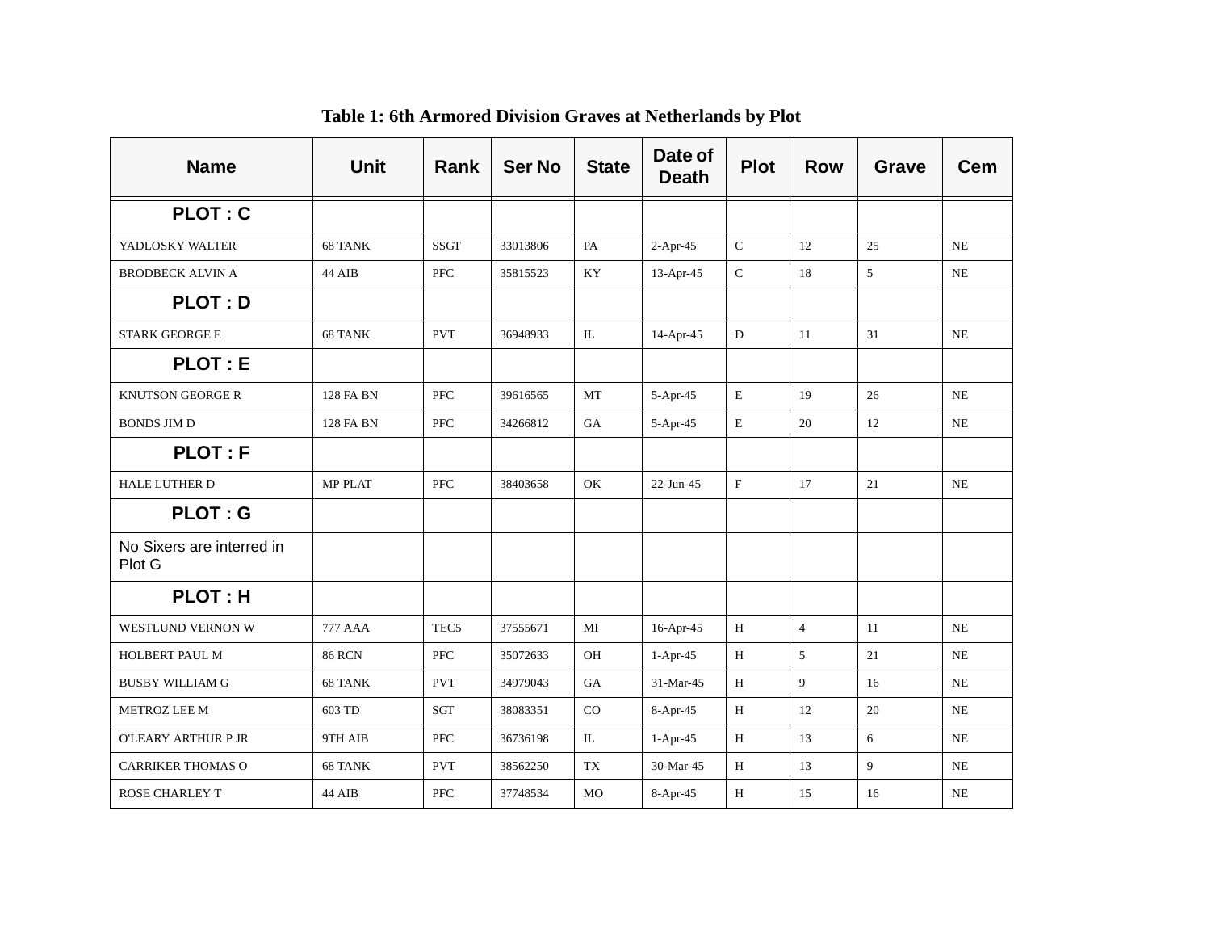**Table 1: 6th Armored Division Graves at Netherlands by Plot**

| Name | Unit | Rank | Ser No | State | Date of Death | Plot | Row | Grave | Cem |
|---|---|---|---|---|---|---|---|---|---|
| **PLOT : C** | | | | | | | | | |
| YADLOSKY WALTER | 68 TANK | SSGT | 33013806 | PA | 2-Apr-45 | C | 12 | 25 | NE |
| BRODBECK ALVIN A | 44 AIB | PFC | 35815523 | KY | 13-Apr-45 | C | 18 | 5 | NE |
| **PLOT : D** | | | | | | | | | |
| STARK GEORGE E | 68 TANK | PVT | 36948933 | IL | 14-Apr-45 | D | 11 | 31 | NE |
| **PLOT : E** | | | | | | | | | |
| KNUTSON GEORGE R | 128 FA BN | PFC | 39616565 | MT | 5-Apr-45 | E | 19 | 26 | NE |
| BONDS JIM D | 128 FA BN | PFC | 34266812 | GA | 5-Apr-45 | E | 20 | 12 | NE |
| **PLOT : F** | | | | | | | | | |
| HALE LUTHER D | MP PLAT | PFC | 38403658 | OK | 22-Jun-45 | F | 17 | 21 | NE |
| **PLOT : G** | | | | | | | | | |
| No Sixers are interred in Plot G | | | | | | | | | |
| **PLOT : H** | | | | | | | | | |
| WESTLUND VERNON W | 777 AAA | TEC5 | 37555671 | MI | 16-Apr-45 | H | 4 | 11 | NE |
| HOLBERT PAUL M | 86 RCN | PFC | 35072633 | OH | 1-Apr-45 | H | 5 | 21 | NE |
| BUSBY WILLIAM G | 68 TANK | PVT | 34979043 | GA | 31-Mar-45 | H | 9 | 16 | NE |
| METROZ LEE M | 603 TD | SGT | 38083351 | CO | 8-Apr-45 | H | 12 | 20 | NE |
| O'LEARY ARTHUR P JR | 9TH AIB | PFC | 36736198 | IL | 1-Apr-45 | H | 13 | 6 | NE |
| CARRIKER THOMAS O | 68 TANK | PVT | 38562250 | TX | 30-Mar-45 | H | 13 | 9 | NE |
| ROSE CHARLEY T | 44 AIB | PFC | 37748534 | MO | 8-Apr-45 | H | 15 | 16 | NE |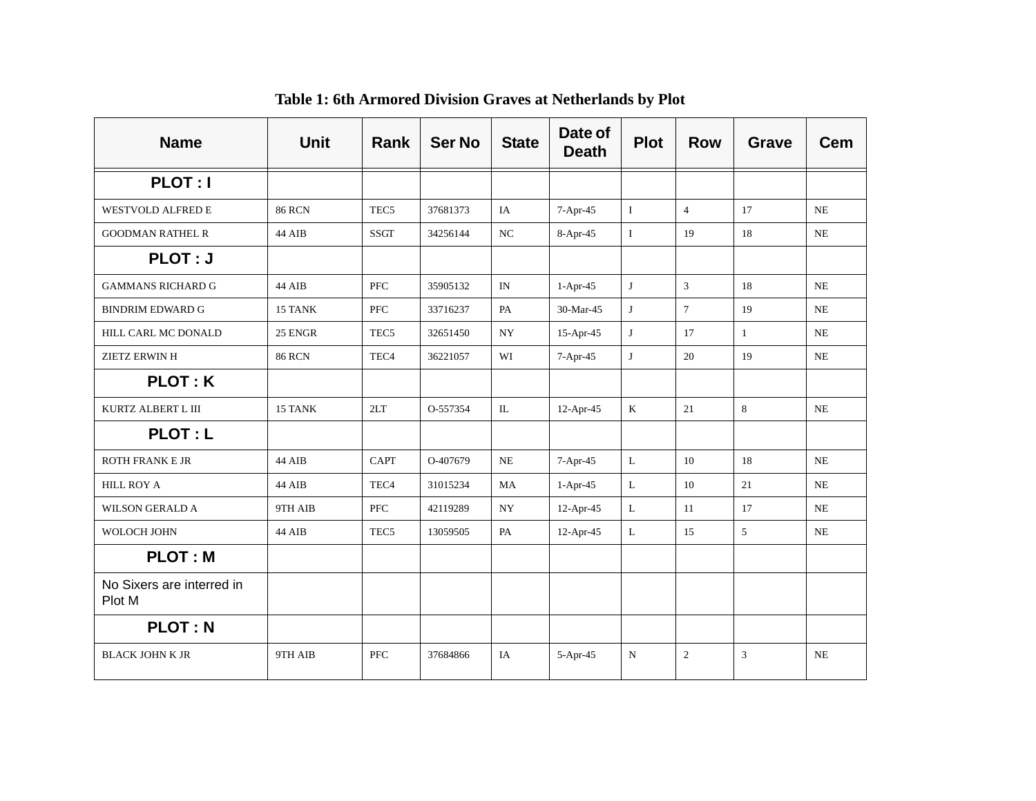**Table 1: 6th Armored Division Graves at Netherlands by Plot**

| Name | Unit | Rank | Ser No | State | Date of Death | Plot | Row | Grave | Cem |
|---|---|---|---|---|---|---|---|---|---|
| **PLOT : I** | | | | | | | | | |
| WESTVOLD ALFRED E | 86 RCN | TEC5 | 37681373 | IA | 7-Apr-45 | I | 4 | 17 | NE |
| GOODMAN RATHEL R | 44 AIB | SSGT | 34256144 | NC | 8-Apr-45 | I | 19 | 18 | NE |
| **PLOT : J** | | | | | | | | | |
| GAMMANS RICHARD G | 44 AIB | PFC | 35905132 | IN | 1-Apr-45 | J | 3 | 18 | NE |
| BINDRIM EDWARD G | 15 TANK | PFC | 33716237 | PA | 30-Mar-45 | J | 7 | 19 | NE |
| HILL CARL MC DONALD | 25 ENGR | TEC5 | 32651450 | NY | 15-Apr-45 | J | 17 | 1 | NE |
| ZIETZ ERWIN H | 86 RCN | TEC4 | 36221057 | WI | 7-Apr-45 | J | 20 | 19 | NE |
| **PLOT : K** | | | | | | | | | |
| KURTZ ALBERT L III | 15 TANK | 2LT | O-557354 | IL | 12-Apr-45 | K | 21 | 8 | NE |
| **PLOT : L** | | | | | | | | | |
| ROTH FRANK E JR | 44 AIB | CAPT | O-407679 | NE | 7-Apr-45 | L | 10 | 18 | NE |
| HILL ROY A | 44 AIB | TEC4 | 31015234 | MA | 1-Apr-45 | L | 10 | 21 | NE |
| WILSON GERALD A | 9TH AIB | PFC | 42119289 | NY | 12-Apr-45 | L | 11 | 17 | NE |
| WOLOCH JOHN | 44 AIB | TEC5 | 13059505 | PA | 12-Apr-45 | L | 15 | 5 | NE |
| **PLOT : M** | | | | | | | | | |
| No Sixers are interred in Plot M | | | | | | | | | |
| **PLOT : N** | | | | | | | | | |
| BLACK JOHN K JR | 9TH AIB | PFC | 37684866 | IA | 5-Apr-45 | N | 2 | 3 | NE |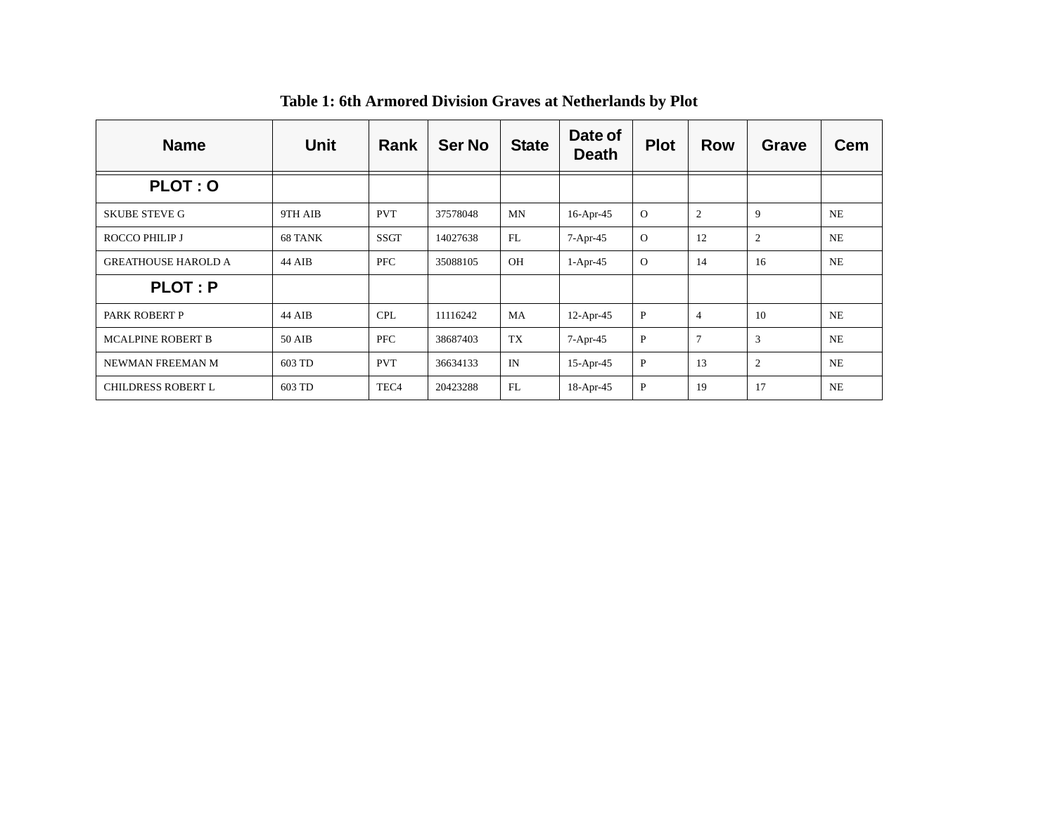**Table 1: 6th Armored Division Graves at Netherlands by Plot**

| Name | Unit | Rank | Ser No | State | Date of Death | Plot | Row | Grave | Cem |
|---|---|---|---|---|---|---|---|---|---|
| **PLOT : O** | | | | | | | | | |
| SKUBE STEVE G | 9TH AIB | PVT | 37578048 | MN | 16-Apr-45 | O | 2 | 9 | NE |
| ROCCO PHILIP J | 68 TANK | SSGT | 14027638 | FL | 7-Apr-45 | O | 12 | 2 | NE |
| GREATHOUSE HAROLD A | 44 AIB | PFC | 35088105 | OH | 1-Apr-45 | O | 14 | 16 | NE |
| **PLOT : P** | | | | | | | | | |
| PARK ROBERT P | 44 AIB | CPL | 11116242 | MA | 12-Apr-45 | P | 4 | 10 | NE |
| MCALPINE ROBERT B | 50 AIB | PFC | 38687403 | TX | 7-Apr-45 | P | 7 | 3 | NE |
| NEWMAN FREEMAN M | 603 TD | PVT | 36634133 | IN | 15-Apr-45 | P | 13 | 2 | NE |
| CHILDRESS ROBERT L | 603 TD | TEC4 | 20423288 | FL | 18-Apr-45 | P | 19 | 17 | NE |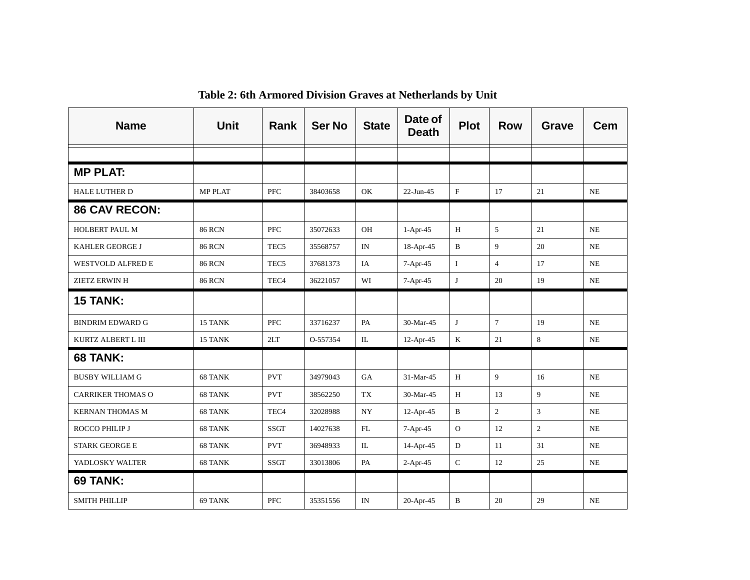**Table 2: 6th Armored Division Graves at Netherlands by Unit**

| Name | Unit | Rank | Ser No | State | Date of Death | Plot | Row | Grave | Cem |
|---|---|---|---|---|---|---|---|---|---|
| | | | | | | | | | |
| **MP PLAT:** | | | | | | | | | |
| HALE LUTHER D | MP PLAT | PFC | 38403658 | OK | 22-Jun-45 | F | 17 | 21 | NE |
| **86 CAV RECON:** | | | | | | | | | |
| HOLBERT PAUL M | 86 RCN | PFC | 35072633 | OH | 1-Apr-45 | H | 5 | 21 | NE |
| KAHLER GEORGE J | 86 RCN | TEC5 | 35568757 | IN | 18-Apr-45 | B | 9 | 20 | NE |
| WESTVOLD ALFRED E | 86 RCN | TEC5 | 37681373 | IA | 7-Apr-45 | I | 4 | 17 | NE |
| ZIETZ ERWIN H | 86 RCN | TEC4 | 36221057 | WI | 7-Apr-45 | J | 20 | 19 | NE |
| **15 TANK:** | | | | | | | | | |
| BINDRIM EDWARD G | 15 TANK | PFC | 33716237 | PA | 30-Mar-45 | J | 7 | 19 | NE |
| KURTZ ALBERT L III | 15 TANK | 2LT | O-557354 | IL | 12-Apr-45 | K | 21 | 8 | NE |
| **68 TANK:** | | | | | | | | | |
| BUSBY WILLIAM G | 68 TANK | PVT | 34979043 | GA | 31-Mar-45 | H | 9 | 16 | NE |
| CARRIKER THOMAS O | 68 TANK | PVT | 38562250 | TX | 30-Mar-45 | H | 13 | 9 | NE |
| KERNAN THOMAS M | 68 TANK | TEC4 | 32028988 | NY | 12-Apr-45 | B | 2 | 3 | NE |
| ROCCO PHILIP J | 68 TANK | SSGT | 14027638 | FL | 7-Apr-45 | O | 12 | 2 | NE |
| STARK GEORGE E | 68 TANK | PVT | 36948933 | IL | 14-Apr-45 | D | 11 | 31 | NE |
| YADLOSKY WALTER | 68 TANK | SSGT | 33013806 | PA | 2-Apr-45 | C | 12 | 25 | NE |
| **69 TANK:** | | | | | | | | | |
| SMITH PHILLIP | 69 TANK | PFC | 35351556 | IN | 20-Apr-45 | B | 20 | 29 | NE |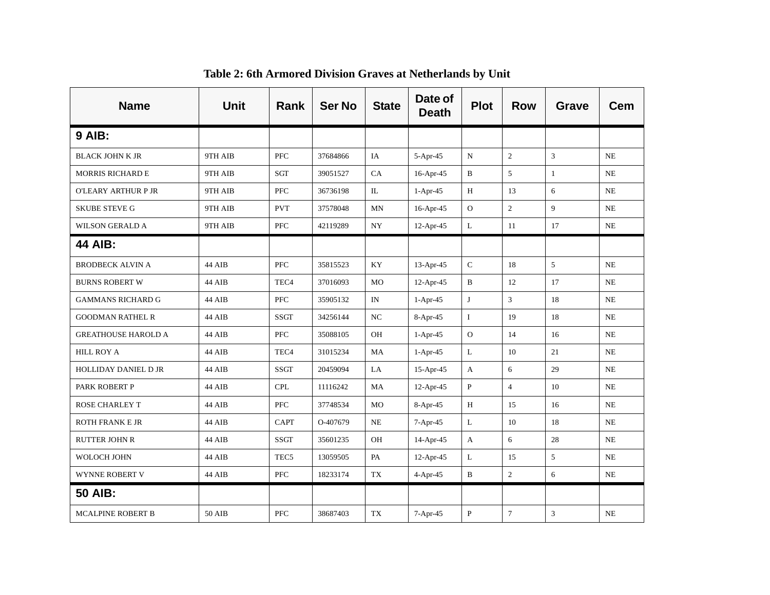**Table 2: 6th Armored Division Graves at Netherlands by Unit**

| Name | Unit | Rank | Ser No | State | Date of Death | Plot | Row | Grave | Cem |
|---|---|---|---|---|---|---|---|---|---|
| **9 AIB:** | | | | | | | | | |
| BLACK JOHN K JR | 9TH AIB | PFC | 37684866 | IA | 5-Apr-45 | N | 2 | 3 | NE |
| MORRIS RICHARD E | 9TH AIB | SGT | 39051527 | CA | 16-Apr-45 | B | 5 | 1 | NE |
| O'LEARY ARTHUR P JR | 9TH AIB | PFC | 36736198 | IL | 1-Apr-45 | H | 13 | 6 | NE |
| SKUBE STEVE G | 9TH AIB | PVT | 37578048 | MN | 16-Apr-45 | O | 2 | 9 | NE |
| WILSON GERALD A | 9TH AIB | PFC | 42119289 | NY | 12-Apr-45 | L | 11 | 17 | NE |
| **44 AIB:** | | | | | | | | | |
| BRODBECK ALVIN A | 44 AIB | PFC | 35815523 | KY | 13-Apr-45 | C | 18 | 5 | NE |
| BURNS ROBERT W | 44 AIB | TEC4 | 37016093 | MO | 12-Apr-45 | B | 12 | 17 | NE |
| GAMMANS RICHARD G | 44 AIB | PFC | 35905132 | IN | 1-Apr-45 | J | 3 | 18 | NE |
| GOODMAN RATHEL R | 44 AIB | SSGT | 34256144 | NC | 8-Apr-45 | I | 19 | 18 | NE |
| GREATHOUSE HAROLD A | 44 AIB | PFC | 35088105 | OH | 1-Apr-45 | O | 14 | 16 | NE |
| HILL ROY A | 44 AIB | TEC4 | 31015234 | MA | 1-Apr-45 | L | 10 | 21 | NE |
| HOLLIDAY DANIEL D JR | 44 AIB | SSGT | 20459094 | LA | 15-Apr-45 | A | 6 | 29 | NE |
| PARK ROBERT P | 44 AIB | CPL | 11116242 | MA | 12-Apr-45 | P | 4 | 10 | NE |
| ROSE CHARLEY T | 44 AIB | PFC | 37748534 | MO | 8-Apr-45 | H | 15 | 16 | NE |
| ROTH FRANK E JR | 44 AIB | CAPT | O-407679 | NE | 7-Apr-45 | L | 10 | 18 | NE |
| RUTTER JOHN R | 44 AIB | SSGT | 35601235 | OH | 14-Apr-45 | A | 6 | 28 | NE |
| WOLOCH JOHN | 44 AIB | TEC5 | 13059505 | PA | 12-Apr-45 | L | 15 | 5 | NE |
| WYNNE ROBERT V | 44 AIB | PFC | 18233174 | TX | 4-Apr-45 | B | 2 | 6 | NE |
| **50 AIB:** | | | | | | | | | |
| MCALPINE ROBERT B | 50 AIB | PFC | 38687403 | TX | 7-Apr-45 | P | 7 | 3 | NE |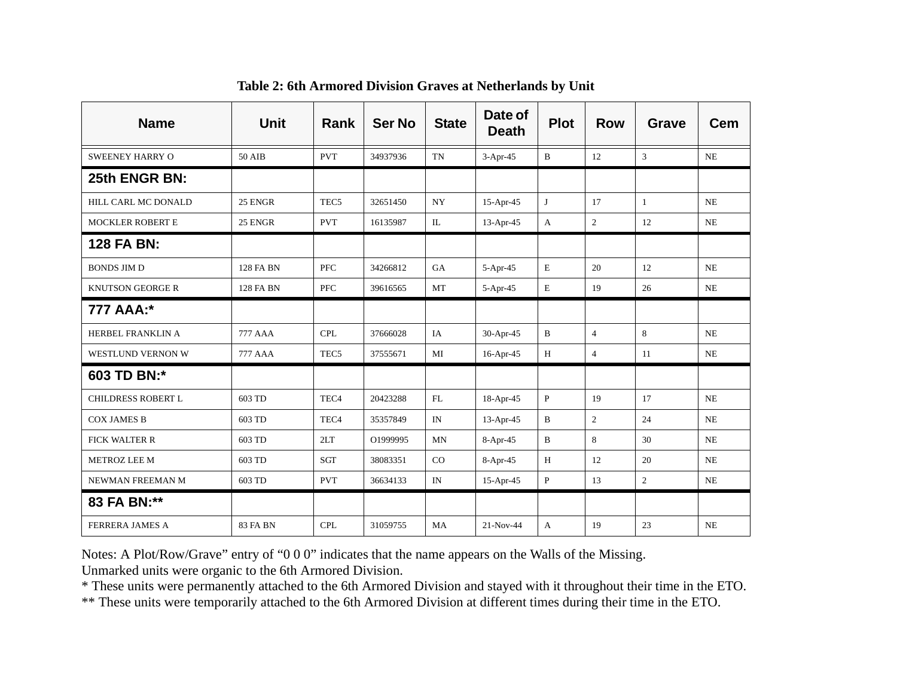**Table 2: 6th Armored Division Graves at Netherlands by Unit**

| Name | Unit | Rank | Ser No | State | Date of Death | Plot | Row | Grave | Cem |
|---|---|---|---|---|---|---|---|---|---|
| SWEENEY HARRY O | 50 AIB | PVT | 34937936 | TN | 3-Apr-45 | B | 12 | 3 | NE |
| **25th ENGR BN:** | | | | | | | | | |
| HILL CARL MC DONALD | 25 ENGR | TEC5 | 32651450 | NY | 15-Apr-45 | J | 17 | 1 | NE |
| MOCKLER ROBERT E | 25 ENGR | PVT | 16135987 | IL | 13-Apr-45 | A | 2 | 12 | NE |
| **128 FA BN:** | | | | | | | | | |
| BONDS JIM D | 128 FA BN | PFC | 34266812 | GA | 5-Apr-45 | E | 20 | 12 | NE |
| KNUTSON GEORGE R | 128 FA BN | PFC | 39616565 | MT | 5-Apr-45 | E | 19 | 26 | NE |
| **777 AAA:*** | | | | | | | | | |
| HERBEL FRANKLIN A | 777 AAA | CPL | 37666028 | IA | 30-Apr-45 | B | 4 | 8 | NE |
| WESTLUND VERNON W | 777 AAA | TEC5 | 37555671 | MI | 16-Apr-45 | H | 4 | 11 | NE |
| **603 TD BN:*** | | | | | | | | | |
| CHILDRESS ROBERT L | 603 TD | TEC4 | 20423288 | FL | 18-Apr-45 | P | 19 | 17 | NE |
| COX JAMES B | 603 TD | TEC4 | 35357849 | IN | 13-Apr-45 | B | 2 | 24 | NE |
| FICK WALTER R | 603 TD | 2LT | O1999995 | MN | 8-Apr-45 | B | 8 | 30 | NE |
| METROZ LEE M | 603 TD | SGT | 38083351 | CO | 8-Apr-45 | H | 12 | 20 | NE |
| NEWMAN FREEMAN M | 603 TD | PVT | 36634133 | IN | 15-Apr-45 | P | 13 | 2 | NE |
| **83 FA BN:**** | | | | | | | | | |
| FERRERA JAMES A | 83 FA BN | CPL | 31059755 | MA | 21-Nov-44 | A | 19 | 23 | NE |

Notes: A Plot/Row/Grave" entry of "0 0 0" indicates that the name appears on the Walls of the Missing.
Unmarked units were organic to the 6th Armored Division.
* These units were permanently attached to the 6th Armored Division and stayed with it throughout their time in the ETO.
** These units were temporarily attached to the 6th Armored Division at different times during their time in the ETO.